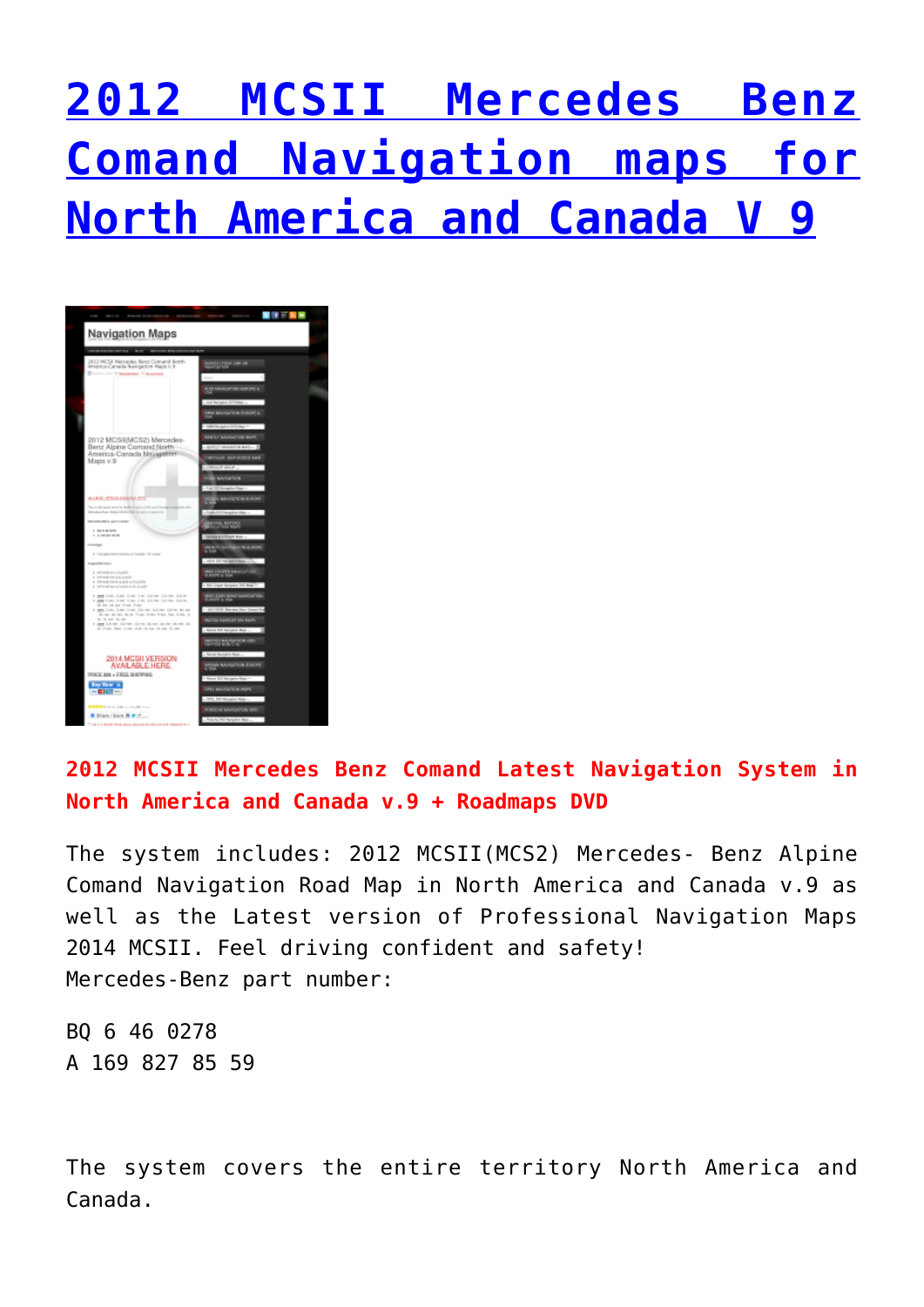# [2012 MCSII Mercedes Benz Comand Navigation maps for North America and Canada V 9]()

**2012 MCSII Mercedes Benz Comand Latest Navigation System in North America and Canada v.9 + Roadmaps DVD**

The system includes: 2012 MCSII(MCS2) Mercedes- Benz Alpine Comand Navigation Road Map in North America and Canada v.9 as well as the Latest version of Professional Navigation Maps 2014 MCSII. Feel driving confident and safety!
Mercedes-Benz part number:

BQ 6 46 0278
A 169 827 85 59

The system covers the entire territory North America and Canada.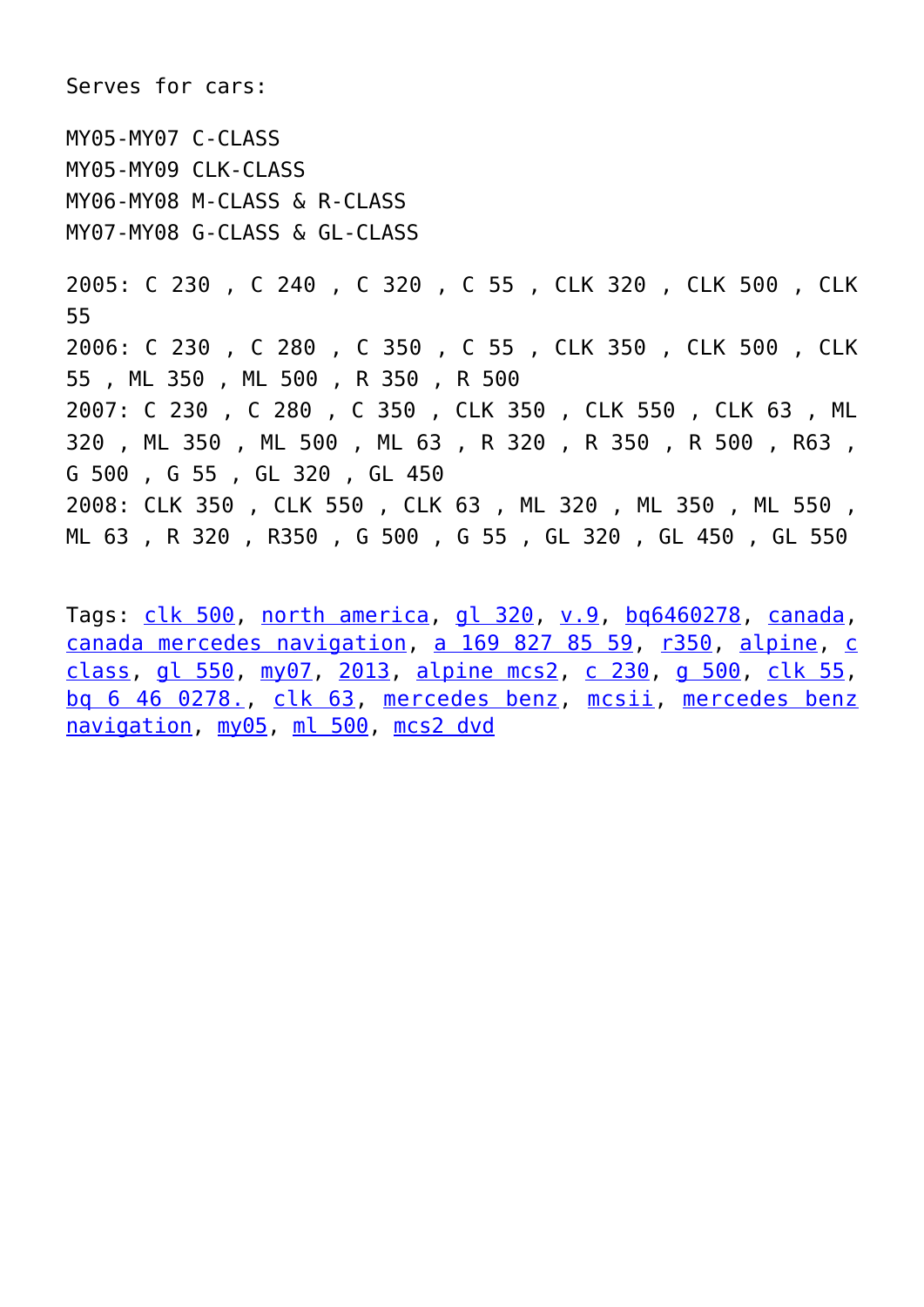Serves for cars:

MY05-MY07 C-CLASS
MY05-MY09 CLK-CLASS
MY06-MY08 M-CLASS & R-CLASS
MY07-MY08 G-CLASS & GL-CLASS

2005: C 230 , C 240 , C 320 , C 55 , CLK 320 , CLK 500 , CLK 55
2006: C 230 , C 280 , C 350 , C 55 , CLK 350 , CLK 500 , CLK 55 , ML 350 , ML 500 , R 350 , R 500
2007: C 230 , C 280 , C 350 , CLK 350 , CLK 550 , CLK 63 , ML 320 , ML 350 , ML 500 , ML 63 , R 320 , R 350 , R 500 , R63 , G 500 , G 55 , GL 320 , GL 450
2008: CLK 350 , CLK 550 , CLK 63 , ML 320 , ML 350 , ML 550 , ML 63 , R 320 , R350 , G 500 , G 55 , GL 320 , GL 450 , GL 550

Tags: clk 500, north america, gl 320, v.9, bq6460278, canada, canada mercedes navigation, a 169 827 85 59, r350, alpine, c class, gl 550, my07, 2013, alpine mcs2, c 230, g 500, clk 55, bq 6 46 0278., clk 63, mercedes benz, mcsii, mercedes benz navigation, my05, ml 500, mcs2 dvd